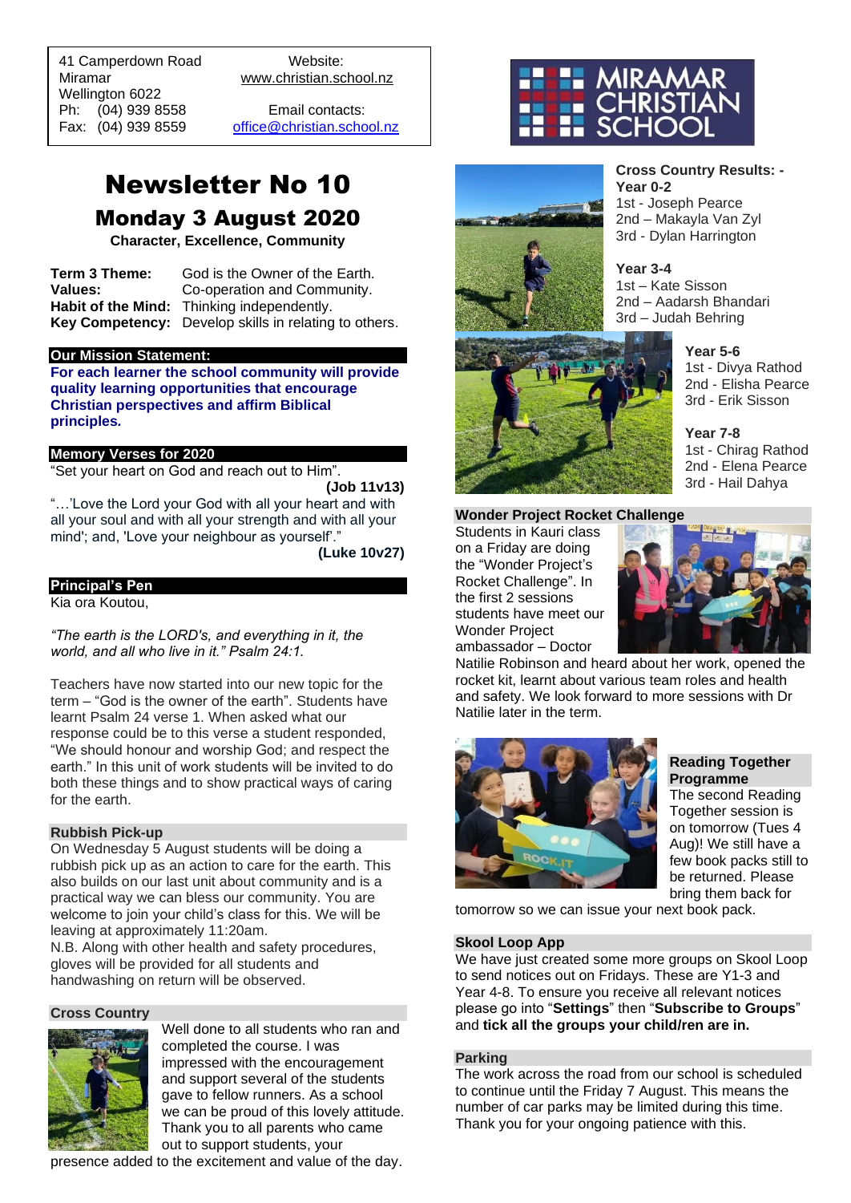41 Camperdown Road
Miramar
Wellington 6022
Ph: (04) 939 8558
Fax: (04) 939 8559

Website:
www.christian.school.nz

Email contacts:
office@christian.school.nz

MIRAMAR CHRISTIAN SCHOOL

# Newsletter No 10

## Monday 3 August 2020

**Character, Excellence, Community**

| | |
|---|---|
| **Term 3 Theme:** | God is the Owner of the Earth. |
| **Values:** | Co-operation and Community. |
| **Habit of the Mind:** | Thinking independently. |
| **Key Competency:** | Develop skills in relating to others. |

### Our Mission Statement:

**For each learner the school community will provide quality learning opportunities that encourage Christian perspectives and affirm Biblical principles.**

### Memory Verses for 2020

"Set your heart on God and reach out to Him".
**(Job 11v13)**

"…'Love the Lord your God with all your heart and with all your soul and with all your strength and with all your mind'; and, 'Love your neighbour as yourself'."
**(Luke 10v27)**

### Principal's Pen

Kia ora Koutou,

*"The earth is the LORD's, and everything in it, the world, and all who live in it." Psalm 24:1.*

Teachers have now started into our new topic for the term – "God is the owner of the earth". Students have learnt Psalm 24 verse 1. When asked what our response could be to this verse a student responded, "We should honour and worship God; and respect the earth." In this unit of work students will be invited to do both these things and to show practical ways of caring for the earth.

### Rubbish Pick-up

On Wednesday 5 August students will be doing a rubbish pick up as an action to care for the earth. This also builds on our last unit about community and is a practical way we can bless our community. You are welcome to join your child's class for this. We will be leaving at approximately 11:20am.
N.B. Along with other health and safety procedures, gloves will be provided for all students and handwashing on return will be observed.

### Cross Country

Well done to all students who ran and completed the course. I was impressed with the encouragement and support several of the students gave to fellow runners. As a school we can be proud of this lovely attitude. Thank you to all parents who came out to support students, your presence added to the excitement and value of the day.

**Cross Country Results: - Year 0-2**
1st - Joseph Pearce
2nd – Makayla Van Zyl
3rd - Dylan Harrington

**Year 3-4**
1st – Kate Sisson
2nd – Aadarsh Bhandari
3rd – Judah Behring

**Year 5-6**
1st - Divya Rathod
2nd - Elisha Pearce
3rd - Erik Sisson

**Year 7-8**
1st - Chirag Rathod
2nd - Elena Pearce
3rd - Hail Dahya

### Wonder Project Rocket Challenge

Students in Kauri class on a Friday are doing the "Wonder Project's Rocket Challenge". In the first 2 sessions students have meet our Wonder Project ambassador – Doctor Natilie Robinson and heard about her work, opened the rocket kit, learnt about various team roles and health and safety. We look forward to more sessions with Dr Natilie later in the term.

### Reading Together Programme

The second Reading Together session is on tomorrow (Tues 4 Aug)! We still have a few book packs still to be returned. Please bring them back for tomorrow so we can issue your next book pack.

### Skool Loop App

We have just created some more groups on Skool Loop to send notices out on Fridays. These are Y1-3 and Year 4-8. To ensure you receive all relevant notices please go into "**Settings**" then "**Subscribe to Groups**" and **tick all the groups your child/ren are in.**

### Parking

The work across the road from our school is scheduled to continue until the Friday 7 August. This means the number of car parks may be limited during this time. Thank you for your ongoing patience with this.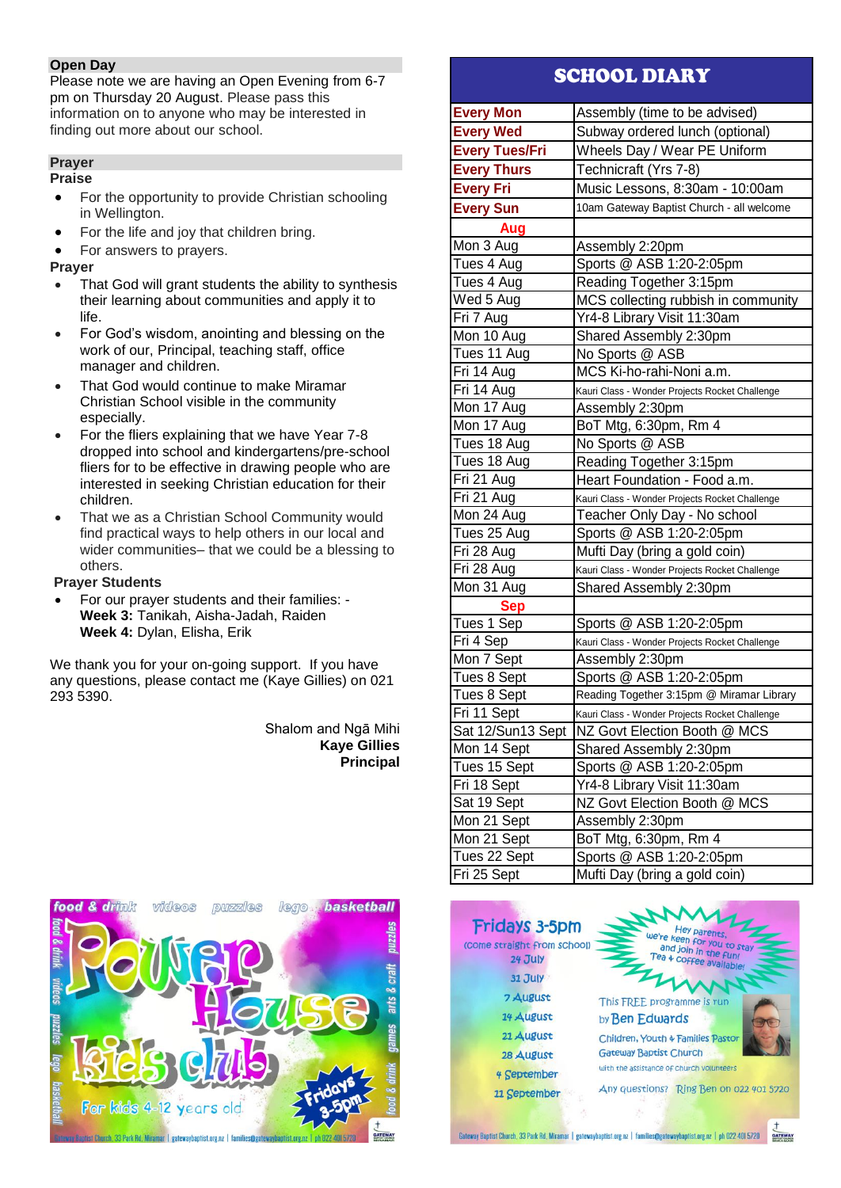## Open Day

Please note we are having an Open Evening from 6-7 pm on Thursday 20 August. Please pass this information on to anyone who may be interested in finding out more about our school.

## Prayer

**Praise**

- For the opportunity to provide Christian schooling in Wellington.
- For the life and joy that children bring.
- For answers to prayers.

**Prayer**

- That God will grant students the ability to synthesis their learning about communities and apply it to life.
- For God's wisdom, anointing and blessing on the work of our, Principal, teaching staff, office manager and children.
- That God would continue to make Miramar Christian School visible in the community especially.
- For the fliers explaining that we have Year 7-8 dropped into school and kindergartens/pre-school fliers for to be effective in drawing people who are interested in seeking Christian education for their children.
- That we as a Christian School Community would find practical ways to help others in our local and wider communities– that we could be a blessing to others.

**Prayer Students**

- For our prayer students and their families: -
  **Week 3:** Tanikah, Aisha-Jadah, Raiden
  **Week 4:** Dylan, Elisha, Erik

We thank you for your on-going support. If you have any questions, please contact me (Kaye Gillies) on 021 293 5390.

Shalom and Ngā Mihi
**Kaye Gillies**
**Principal**

## SCHOOL DIARY

| | |
|---|---|
| **Every Mon** | Assembly (time to be advised) |
| **Every Wed** | Subway ordered lunch (optional) |
| **Every Tues/Fri** | Wheels Day / Wear PE Uniform |
| **Every Thurs** | Technicraft (Yrs 7-8) |
| **Every Fri** | Music Lessons, 8:30am - 10:00am |
| **Every Sun** | 10am Gateway Baptist Church - all welcome |
| **Aug** | |
| Mon 3 Aug | Assembly 2:20pm |
| Tues 4 Aug | Sports @ ASB 1:20-2:05pm |
| Tues 4 Aug | Reading Together 3:15pm |
| Wed 5 Aug | MCS collecting rubbish in community |
| Fri 7 Aug | Yr4-8 Library Visit 11:30am |
| Mon 10 Aug | Shared Assembly 2:30pm |
| Tues 11 Aug | No Sports @ ASB |
| Fri 14 Aug | MCS Ki-ho-rahi-Noni a.m. |
| Fri 14 Aug | Kauri Class - Wonder Projects Rocket Challenge |
| Mon 17 Aug | Assembly 2:30pm |
| Mon 17 Aug | BoT Mtg, 6:30pm, Rm 4 |
| Tues 18 Aug | No Sports @ ASB |
| Tues 18 Aug | Reading Together 3:15pm |
| Fri 21 Aug | Heart Foundation - Food a.m. |
| Fri 21 Aug | Kauri Class - Wonder Projects Rocket Challenge |
| Mon 24 Aug | Teacher Only Day - No school |
| Tues 25 Aug | Sports @ ASB 1:20-2:05pm |
| Fri 28 Aug | Mufti Day (bring a gold coin) |
| Fri 28 Aug | Kauri Class - Wonder Projects Rocket Challenge |
| Mon 31 Aug | Shared Assembly 2:30pm |
| **Sep** | |
| Tues 1 Sep | Sports @ ASB 1:20-2:05pm |
| Fri 4 Sep | Kauri Class - Wonder Projects Rocket Challenge |
| Mon 7 Sept | Assembly 2:30pm |
| Tues 8 Sept | Sports @ ASB 1:20-2:05pm |
| Tues 8 Sept | Reading Together 3:15pm @ Miramar Library |
| Fri 11 Sept | Kauri Class - Wonder Projects Rocket Challenge |
| Sat 12/Sun13 Sept | NZ Govt Election Booth @ MCS |
| Mon 14 Sept | Shared Assembly 2:30pm |
| Tues 15 Sept | Sports @ ASB 1:20-2:05pm |
| Fri 18 Sept | Yr4-8 Library Visit 11:30am |
| Sat 19 Sept | NZ Govt Election Booth @ MCS |
| Mon 21 Sept | Assembly 2:30pm |
| Mon 21 Sept | BoT Mtg, 6:30pm, Rm 4 |
| Tues 22 Sept | Sports @ ASB 1:20-2:05pm |
| Fri 25 Sept | Mufti Day (bring a gold coin) |

**Power House Kids Club**

food & drink · videos · puzzles · lego · basketball · arts & craft · games

For kids 4-12 years old — Fridays 3-5pm

Fridays 3-5pm (come straight from school): 24 July, 31 July, 7 August, 14 August, 21 August, 28 August, 4 September, 11 September

Hey parents, we're keen for you to stay and join in the fun! Tea + coffee available!

This FREE programme is run by Ben Edwards, Children, Youth + Families Pastor, Gateway Baptist Church, with the assistance of church volunteers.

Any questions? Ring Ben on 022 401 5720

Gateway Baptist Church, 33 Park Rd, Miramar | gatewaybaptist.org.nz | families@gatewaybaptist.org.nz | ph 022 401 5720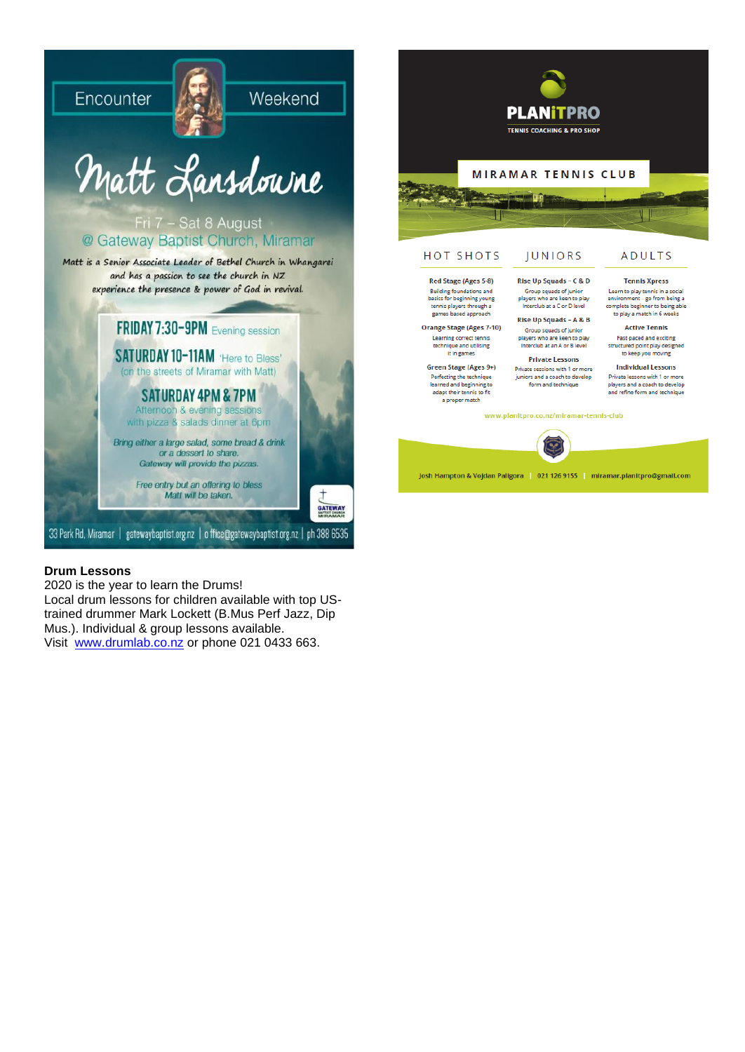Encounter Weekend

# Matt Lansdowne

Fri 7 – Sat 8 August
@ Gateway Baptist Church, Miramar

*Matt is a Senior Associate Leader of Bethel Church in Whangarei and has a passion to see the church in NZ experience the presence & power of God in revival.*

**FRIDAY 7:30-9PM** Evening session

**SATURDAY 10-11AM** 'Here to Bless' (on the streets of Miramar with Matt)

**SATURDAY 4PM & 7PM**
Afternoon & evening sessions with pizza & salads dinner at 6pm

*Bring either a large salad, some bread & drink or a dessert to share. Gateway will provide the pizzas.*

*Free entry but an offering to bless Matt will be taken.*

GATEWAY BAPTIST CHURCH MIRAMAR

33 Park Rd, Miramar | gatewaybaptist.org.nz | office@gatewaybaptist.org.nz | ph 388 6535

**PLANiTPRO**
TENNIS COACHING & PRO SHOP

## MIRAMAR TENNIS CLUB

### HOT SHOTS

**Red Stage (Ages 5-8)**
Building foundations and basics for beginning young tennis players through a games based approach

**Orange Stage (Ages 7-10)**
Learning correct tennis technique and utilising it in games

**Green Stage (Ages 9+)**
Perfecting the technique learned and beginning to adapt their tennis to fit a proper match

### JUNIORS

**Rise Up Squads – C & D**
Group squads of junior players who are keen to play Interclub at a C or D level

**Rise Up Squads – A & B**
Group squads of junior players who are keen to play Interclub at an A or B level

**Private Lessons**
Private sessions with 1 or more juniors and a coach to develop form and technique

### ADULTS

**Tennis Xpress**
Learn to play tennis in a social environment - go from being a complete beginner to being able to play a match in 6 weeks

**Active Tennis**
Fast paced and exciting structured point play designed to keep you moving

**Individual Lessons**
Private lessons with 1 or more players and a coach to develop and refine form and technique

www.planitpro.co.nz/miramar-tennis-club

Josh Hampton & Vojdan Paligora | 021 126 9155 | miramar.planitpro@gmail.com

**Drum Lessons**
2020 is the year to learn the Drums!
Local drum lessons for children available with top US-trained drummer Mark Lockett (B.Mus Perf Jazz, Dip Mus.). Individual & group lessons available.
Visit [www.drumlab.co.nz](http://www.drumlab.co.nz) or phone 021 0433 663.